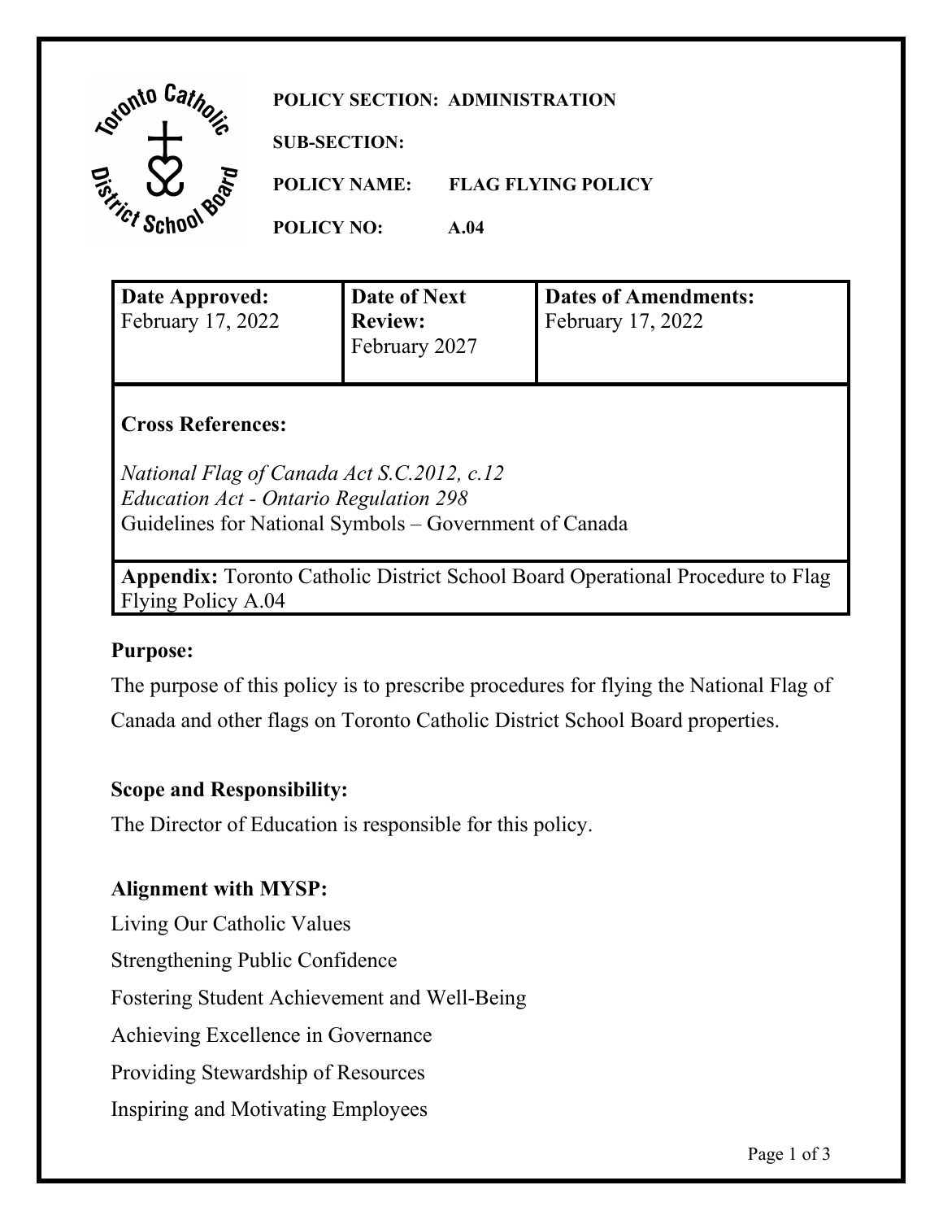**POLICY SECTION: ADMINISTRATION**

**SUB-SECTION:**

**POLICY NAME: FLAG FLYING POLICY**

**POLICY NO: A.04**

| **Date Approved:** February 17, 2022 | **Date of Next Review:** February 2027 | **Dates of Amendments:** February 17, 2022 |
|---|---|---|

**Cross References:**

*National Flag of Canada Act S.C.2012, c.12*
*Education Act - Ontario Regulation 298*
Guidelines for National Symbols – Government of Canada

**Appendix:** Toronto Catholic District School Board Operational Procedure to Flag Flying Policy A.04

## Purpose:

The purpose of this policy is to prescribe procedures for flying the National Flag of Canada and other flags on Toronto Catholic District School Board properties.

## Scope and Responsibility:

The Director of Education is responsible for this policy.

## Alignment with MYSP:

Living Our Catholic Values

Strengthening Public Confidence

Fostering Student Achievement and Well-Being

Achieving Excellence in Governance

Providing Stewardship of Resources

Inspiring and Motivating Employees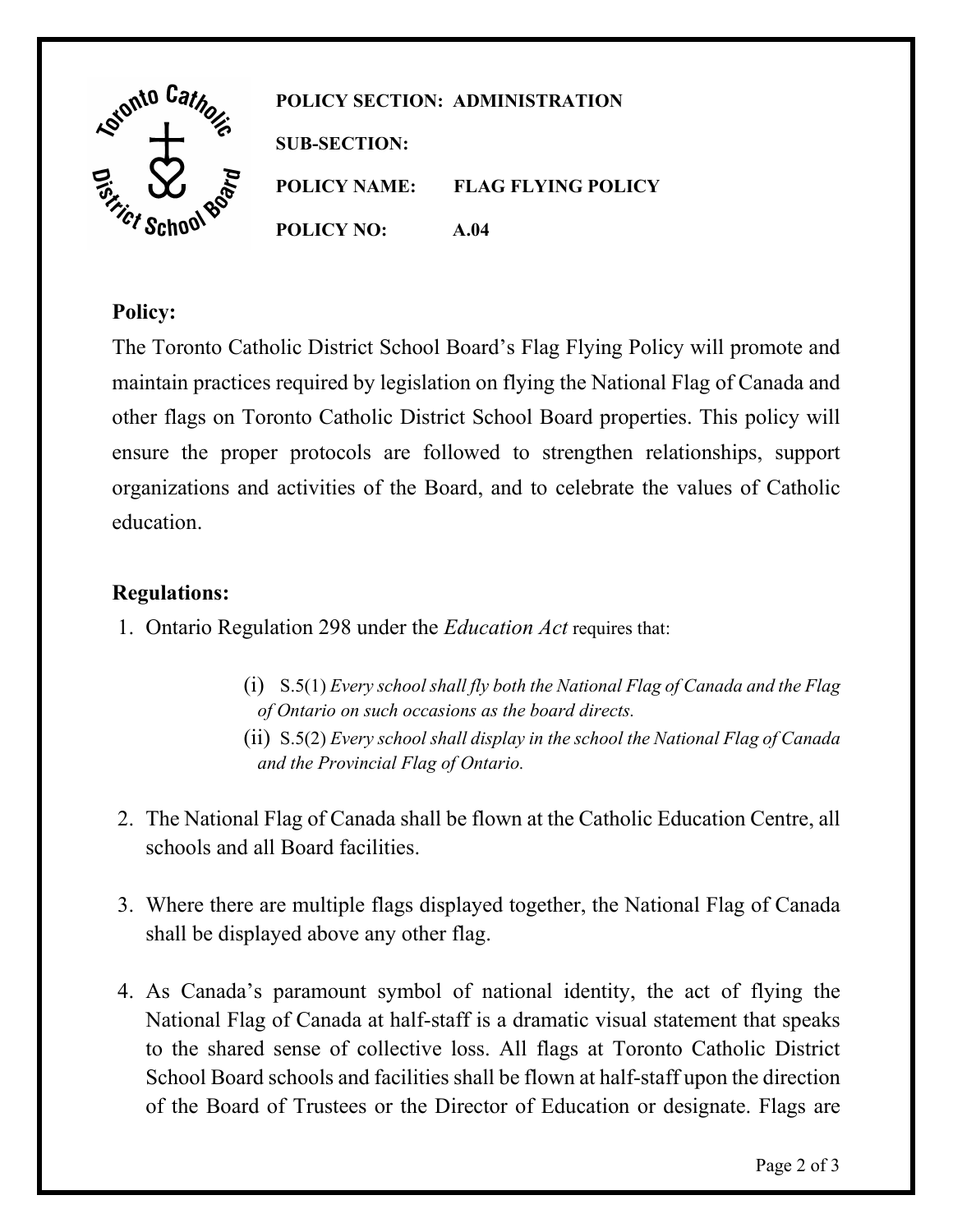**POLICY SECTION: ADMINISTRATION**

**SUB-SECTION:**

**POLICY NAME: FLAG FLYING POLICY**

**POLICY NO: A.04**

**Policy:**

The Toronto Catholic District School Board's Flag Flying Policy will promote and maintain practices required by legislation on flying the National Flag of Canada and other flags on Toronto Catholic District School Board properties. This policy will ensure the proper protocols are followed to strengthen relationships, support organizations and activities of the Board, and to celebrate the values of Catholic education.

**Regulations:**

1. Ontario Regulation 298 under the *Education Act* requires that:

   (i) S.5(1) *Every school shall fly both the National Flag of Canada and the Flag of Ontario on such occasions as the board directs.*

   (ii) S.5(2) *Every school shall display in the school the National Flag of Canada and the Provincial Flag of Ontario.*

2. The National Flag of Canada shall be flown at the Catholic Education Centre, all schools and all Board facilities.

3. Where there are multiple flags displayed together, the National Flag of Canada shall be displayed above any other flag.

4. As Canada's paramount symbol of national identity, the act of flying the National Flag of Canada at half-staff is a dramatic visual statement that speaks to the shared sense of collective loss. All flags at Toronto Catholic District School Board schools and facilities shall be flown at half-staff upon the direction of the Board of Trustees or the Director of Education or designate. Flags are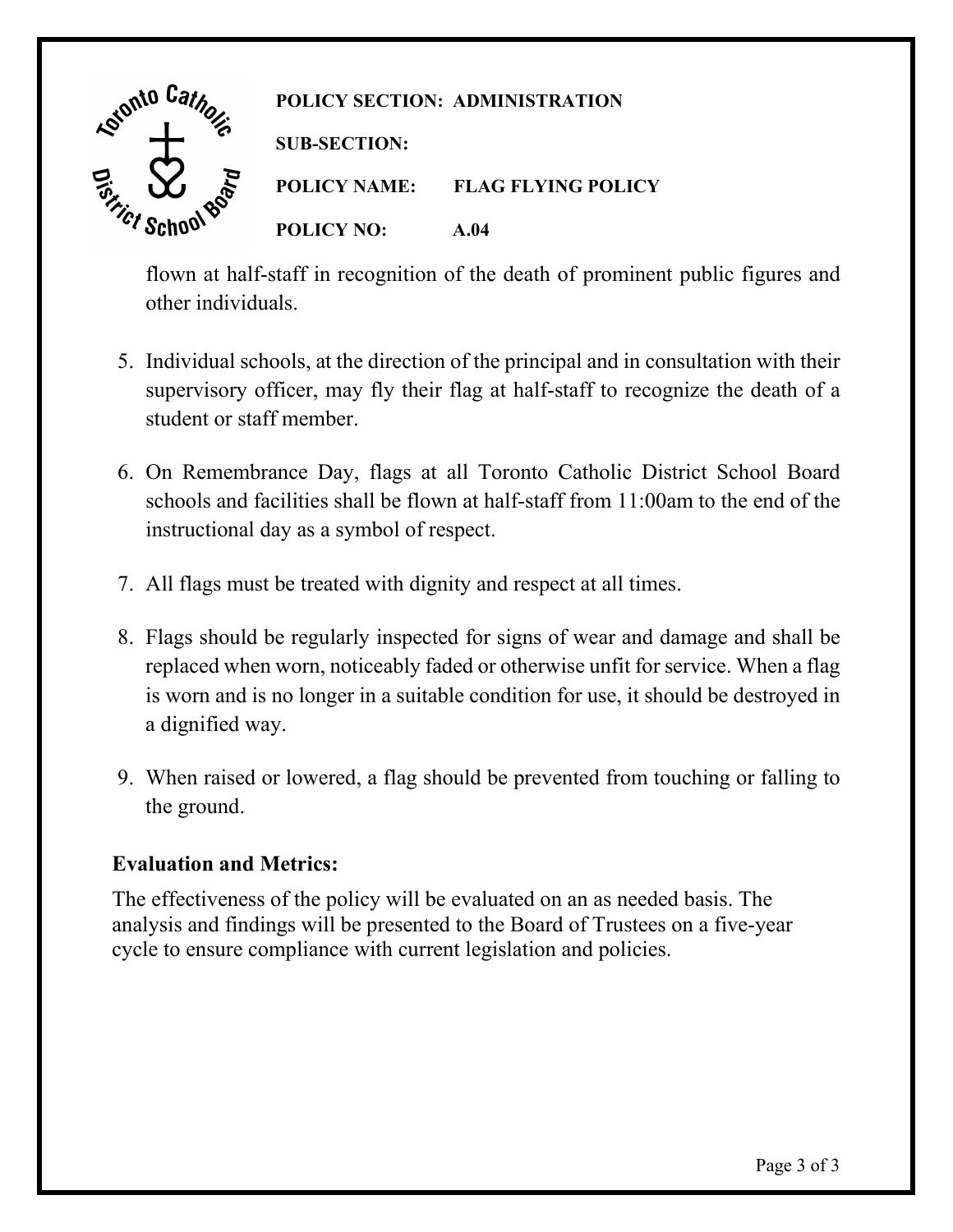flown at half-staff in recognition of the death of prominent public figures and other individuals.

5. Individual schools, at the direction of the principal and in consultation with their supervisory officer, may fly their flag at half-staff to recognize the death of a student or staff member.

6. On Remembrance Day, flags at all Toronto Catholic District School Board schools and facilities shall be flown at half-staff from 11:00am to the end of the instructional day as a symbol of respect.

7. All flags must be treated with dignity and respect at all times.

8. Flags should be regularly inspected for signs of wear and damage and shall be replaced when worn, noticeably faded or otherwise unfit for service. When a flag is worn and is no longer in a suitable condition for use, it should be destroyed in a dignified way.

9. When raised or lowered, a flag should be prevented from touching or falling to the ground.

**Evaluation and Metrics:**

The effectiveness of the policy will be evaluated on an as needed basis. The analysis and findings will be presented to the Board of Trustees on a five-year cycle to ensure compliance with current legislation and policies.